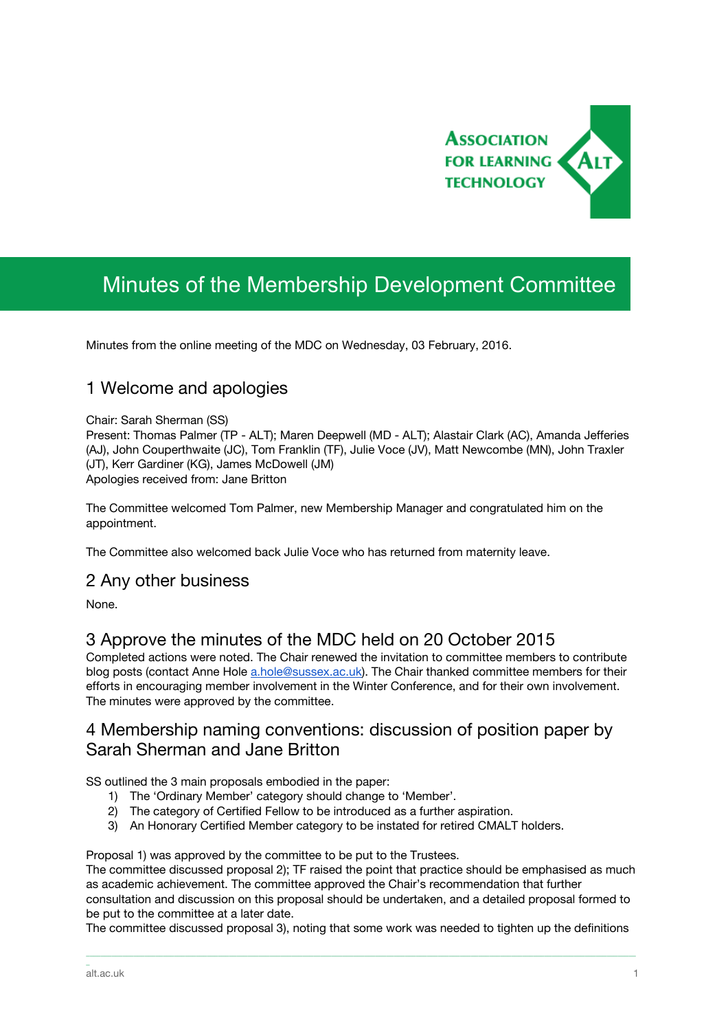# Minutes of the Membership Development Committee

Minutes from the online meeting of the MDC on Wednesday, 03 February, 2016.

## 1 Welcome and apologies

Chair: Sarah Sherman (SS)
Present: Thomas Palmer (TP - ALT); Maren Deepwell (MD - ALT); Alastair Clark (AC), Amanda Jefferies (AJ), John Couperthwaite (JC), Tom Franklin (TF), Julie Voce (JV), Matt Newcombe (MN), John Traxler (JT), Kerr Gardiner (KG), James McDowell (JM)
Apologies received from: Jane Britton

The Committee welcomed Tom Palmer, new Membership Manager and congratulated him on the appointment.

The Committee also welcomed back Julie Voce who has returned from maternity leave.

## 2 Any other business

None.

## 3 Approve the minutes of the MDC held on 20 October 2015

Completed actions were noted. The Chair renewed the invitation to committee members to contribute blog posts (contact Anne Hole a.hole@sussex.ac.uk). The Chair thanked committee members for their efforts in encouraging member involvement in the Winter Conference, and for their own involvement. The minutes were approved by the committee.

## 4 Membership naming conventions: discussion of position paper by Sarah Sherman and Jane Britton

SS outlined the 3 main proposals embodied in the paper:

1) The 'Ordinary Member' category should change to 'Member'.
2) The category of Certified Fellow to be introduced as a further aspiration.
3) An Honorary Certified Member category to be instated for retired CMALT holders.

Proposal 1) was approved by the committee to be put to the Trustees.
The committee discussed proposal 2); TF raised the point that practice should be emphasised as much as academic achievement. The committee approved the Chair's recommendation that further consultation and discussion on this proposal should be undertaken, and a detailed proposal formed to be put to the committee at a later date.
The committee discussed proposal 3), noting that some work was needed to tighten up the definitions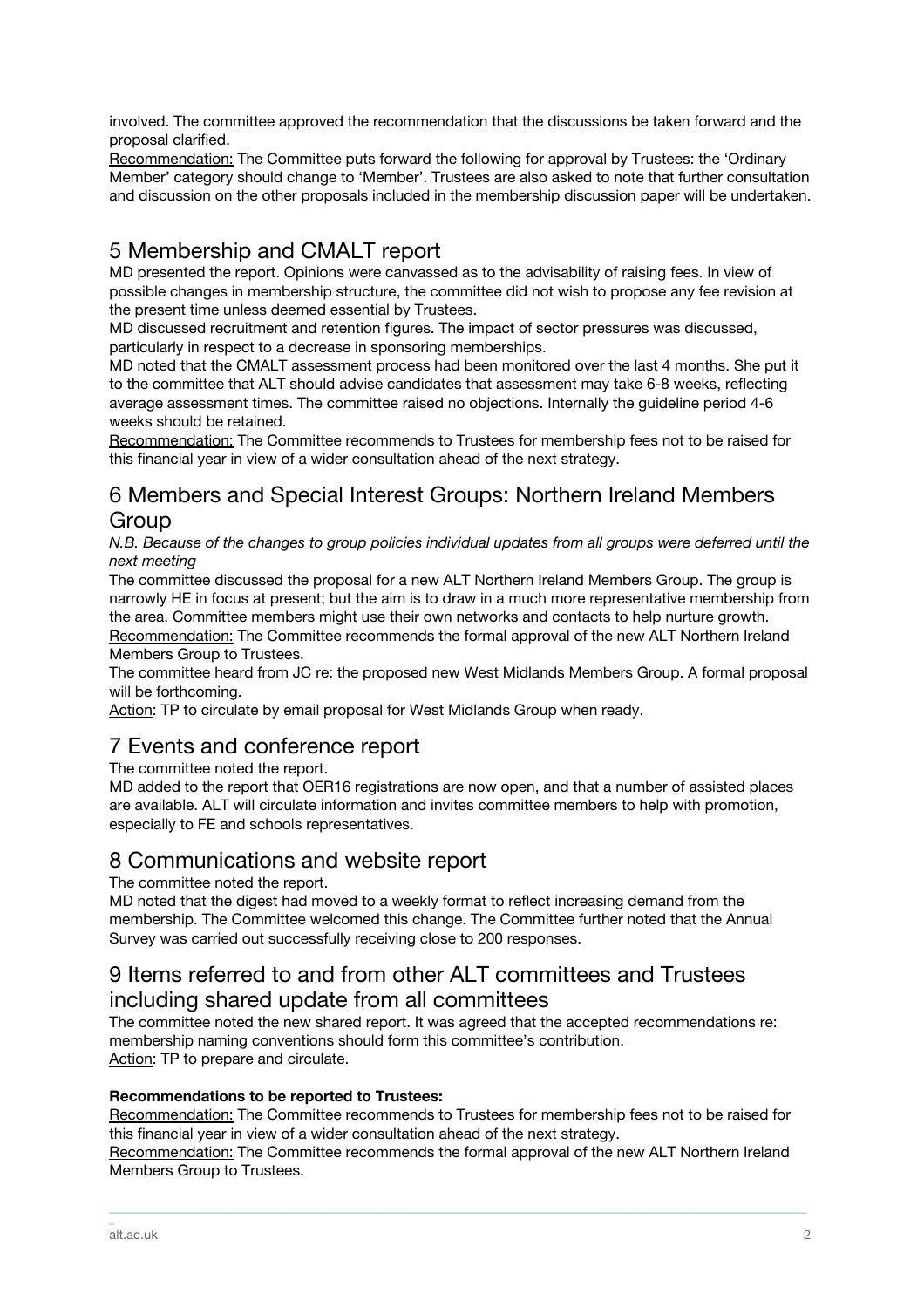involved. The committee approved the recommendation that the discussions be taken forward and the proposal clarified.

Recommendation: The Committee puts forward the following for approval by Trustees: the 'Ordinary Member' category should change to 'Member'. Trustees are also asked to note that further consultation and discussion on the other proposals included in the membership discussion paper will be undertaken.

## 5 Membership and CMALT report

MD presented the report. Opinions were canvassed as to the advisability of raising fees. In view of possible changes in membership structure, the committee did not wish to propose any fee revision at the present time unless deemed essential by Trustees.

MD discussed recruitment and retention figures. The impact of sector pressures was discussed, particularly in respect to a decrease in sponsoring memberships.

MD noted that the CMALT assessment process had been monitored over the last 4 months. She put it to the committee that ALT should advise candidates that assessment may take 6-8 weeks, reflecting average assessment times. The committee raised no objections. Internally the guideline period 4-6 weeks should be retained.

Recommendation: The Committee recommends to Trustees for membership fees not to be raised for this financial year in view of a wider consultation ahead of the next strategy.

## 6 Members and Special Interest Groups: Northern Ireland Members Group

*N.B. Because of the changes to group policies individual updates from all groups were deferred until the next meeting*

The committee discussed the proposal for a new ALT Northern Ireland Members Group. The group is narrowly HE in focus at present; but the aim is to draw in a much more representative membership from the area. Committee members might use their own networks and contacts to help nurture growth.

Recommendation: The Committee recommends the formal approval of the new ALT Northern Ireland Members Group to Trustees.

The committee heard from JC re: the proposed new West Midlands Members Group. A formal proposal will be forthcoming.

Action: TP to circulate by email proposal for West Midlands Group when ready.

## 7 Events and conference report

The committee noted the report.

MD added to the report that OER16 registrations are now open, and that a number of assisted places are available. ALT will circulate information and invites committee members to help with promotion, especially to FE and schools representatives.

## 8 Communications and website report

The committee noted the report.

MD noted that the digest had moved to a weekly format to reflect increasing demand from the membership. The Committee welcomed this change. The Committee further noted that the Annual Survey was carried out successfully receiving close to 200 responses.

## 9 Items referred to and from other ALT committees and Trustees including shared update from all committees

The committee noted the new shared report. It was agreed that the accepted recommendations re: membership naming conventions should form this committee's contribution.

Action: TP to prepare and circulate.

**Recommendations to be reported to Trustees:**

Recommendation: The Committee recommends to Trustees for membership fees not to be raised for this financial year in view of a wider consultation ahead of the next strategy.

Recommendation: The Committee recommends the formal approval of the new ALT Northern Ireland Members Group to Trustees.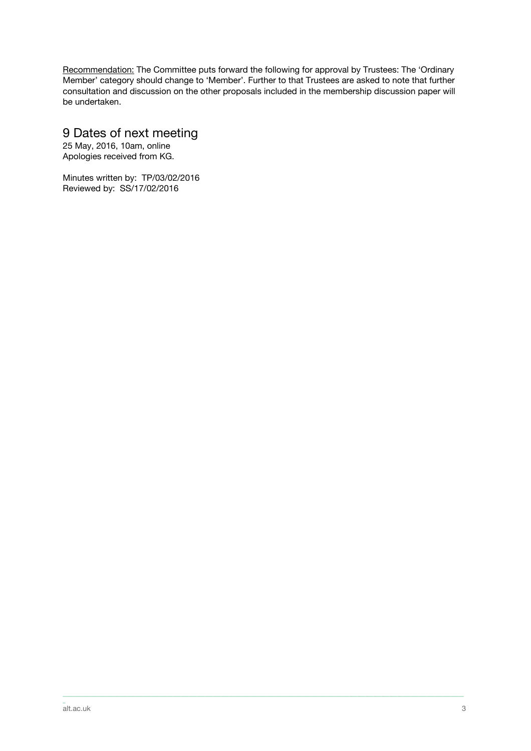<u>Recommendation:</u> The Committee puts forward the following for approval by Trustees: The 'Ordinary Member' category should change to 'Member'. Further to that Trustees are asked to note that further consultation and discussion on the other proposals included in the membership discussion paper will be undertaken.

## 9 Dates of next meeting

25 May, 2016, 10am, online
Apologies received from KG.

Minutes written by: TP/03/02/2016
Reviewed by: SS/17/02/2016